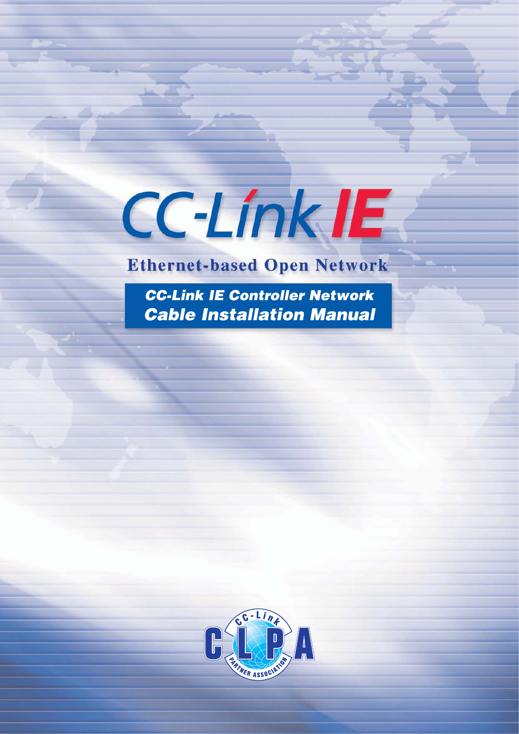# CC-Link IE

**Ethernet-based Open Network**

***CC-Link IE Controller Network***

***Cable Installation Manual***

CC-Link PARTNER ASSOCIATION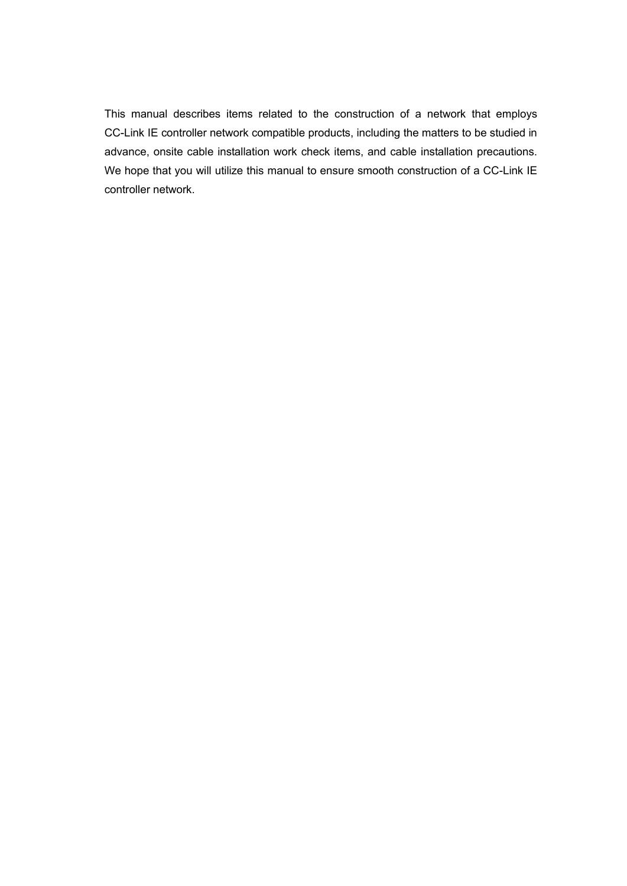This manual describes items related to the construction of a network that employs CC-Link IE controller network compatible products, including the matters to be studied in advance, onsite cable installation work check items, and cable installation precautions. We hope that you will utilize this manual to ensure smooth construction of a CC-Link IE controller network.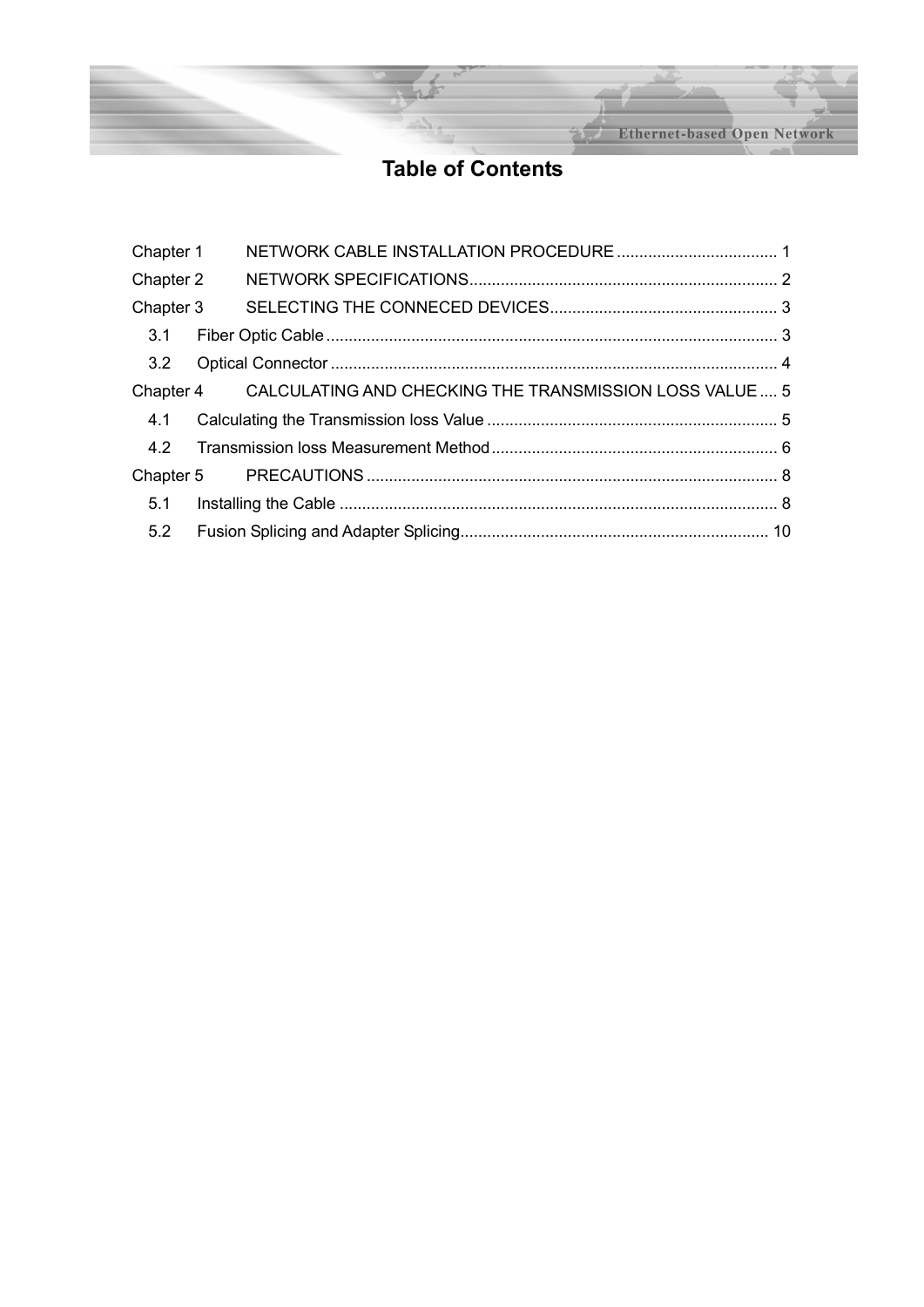# Table of Contents

Chapter 1 NETWORK CABLE INSTALLATION PROCEDURE .................................... 1

Chapter 2 NETWORK SPECIFICATIONS..................................................................... 2

Chapter 3 SELECTING THE CONNECED DEVICES................................................... 3

- 3.1 Fiber Optic Cable ..................................................................................................... 3
- 3.2 Optical Connector .................................................................................................... 4

Chapter 4 CALCULATING AND CHECKING THE TRANSMISSION LOSS VALUE .... 5

- 4.1 Calculating the Transmission loss Value ................................................................. 5
- 4.2 Transmission loss Measurement Method ................................................................ 6

Chapter 5 PRECAUTIONS ............................................................................................ 8

- 5.1 Installing the Cable .................................................................................................. 8
- 5.2 Fusion Splicing and Adapter Splicing..................................................................... 10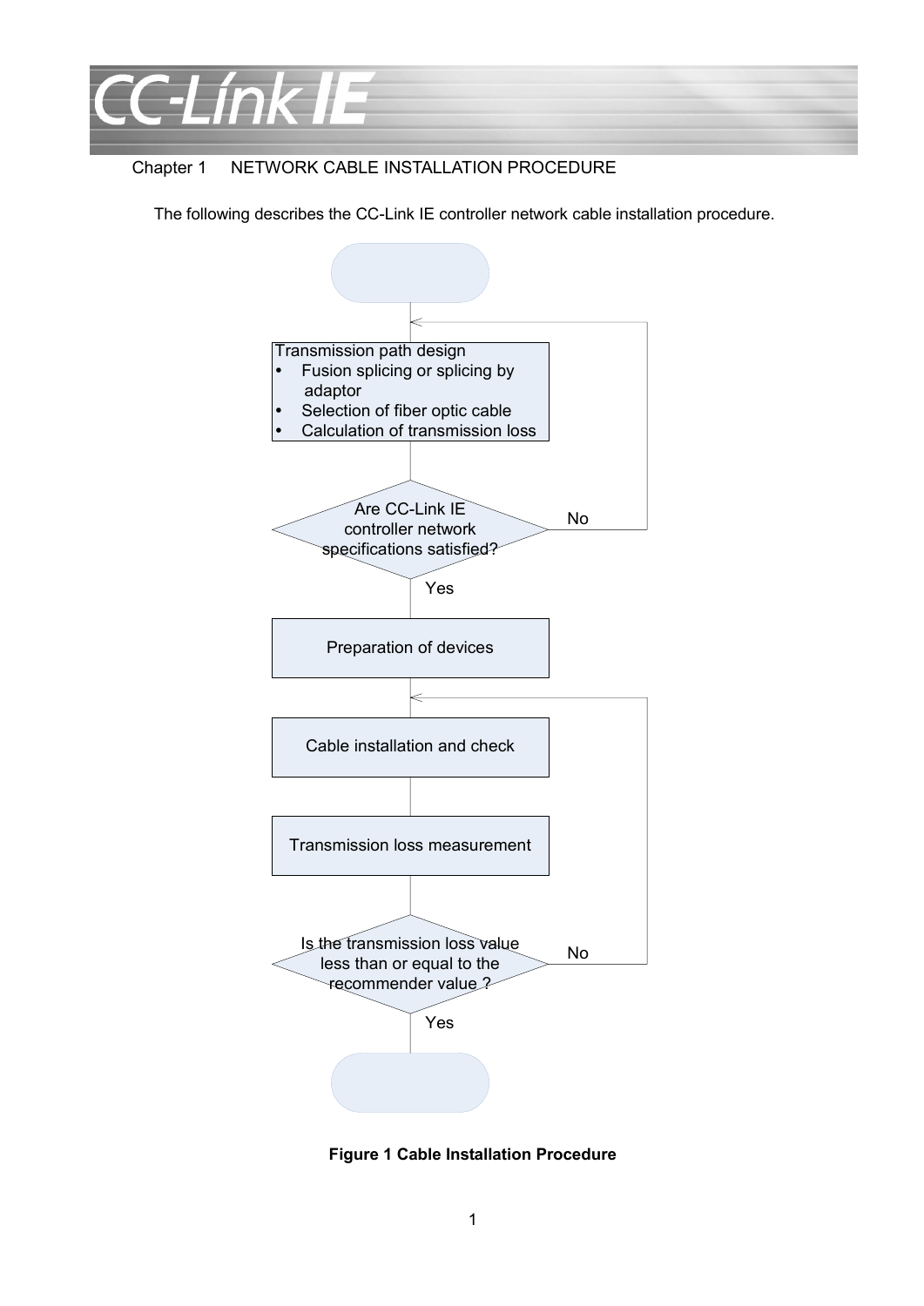# Chapter 1 NETWORK CABLE INSTALLATION PROCEDURE

The following describes the CC-Link IE controller network cable installation procedure.

Transmission path design
- Fusion splicing or splicing by adaptor
- Selection of fiber optic cable
- Calculation of transmission loss

Are CC-Link IE controller network specifications satisfied?

No

Yes

Preparation of devices

Cable installation and check

Transmission loss measurement

Is the transmission loss value less than or equal to the recommender value ?

No

Yes

**Figure 1 Cable Installation Procedure**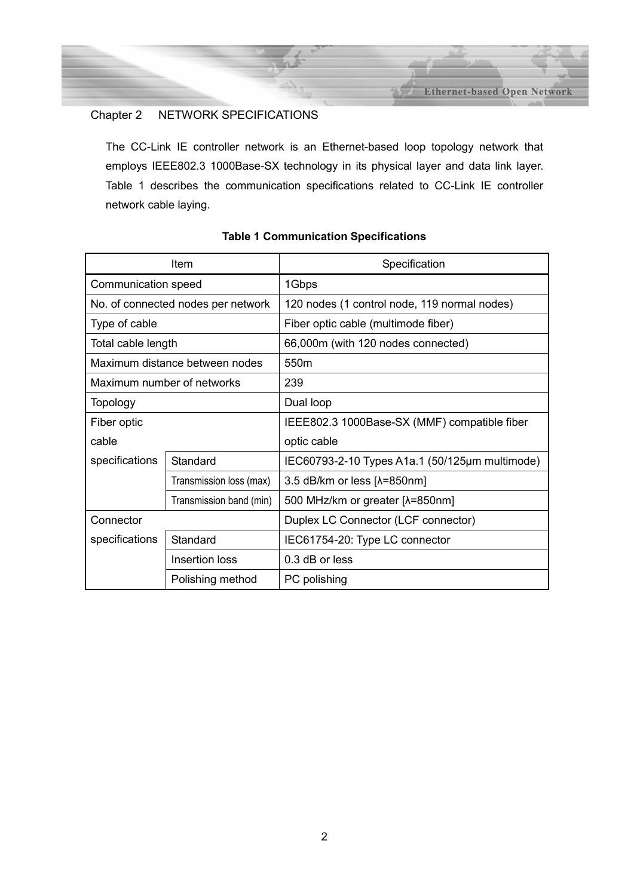## Chapter 2 NETWORK SPECIFICATIONS

The CC-Link IE controller network is an Ethernet-based loop topology network that employs IEEE802.3 1000Base-SX technology in its physical layer and data link layer. Table 1 describes the communication specifications related to CC-Link IE controller network cable laying.

**Table 1 Communication Specifications**

| Item | | Specification |
|---|---|---|
| Communication speed | | 1Gbps |
| No. of connected nodes per network | | 120 nodes (1 control node, 119 normal nodes) |
| Type of cable | | Fiber optic cable (multimode fiber) |
| Total cable length | | 66,000m (with 120 nodes connected) |
| Maximum distance between nodes | | 550m |
| Maximum number of networks | | 239 |
| Topology | | Dual loop |
| Fiber optic cable specifications | | IEEE802.3 1000Base-SX (MMF) compatible fiber optic cable |
| | Standard | IEC60793-2-10 Types A1a.1 (50/125μm multimode) |
| | Transmission loss (max) | 3.5 dB/km or less [λ=850nm] |
| | Transmission band (min) | 500 MHz/km or greater [λ=850nm] |
| Connector specifications | | Duplex LC Connector (LCF connector) |
| | Standard | IEC61754-20: Type LC connector |
| | Insertion loss | 0.3 dB or less |
| | Polishing method | PC polishing |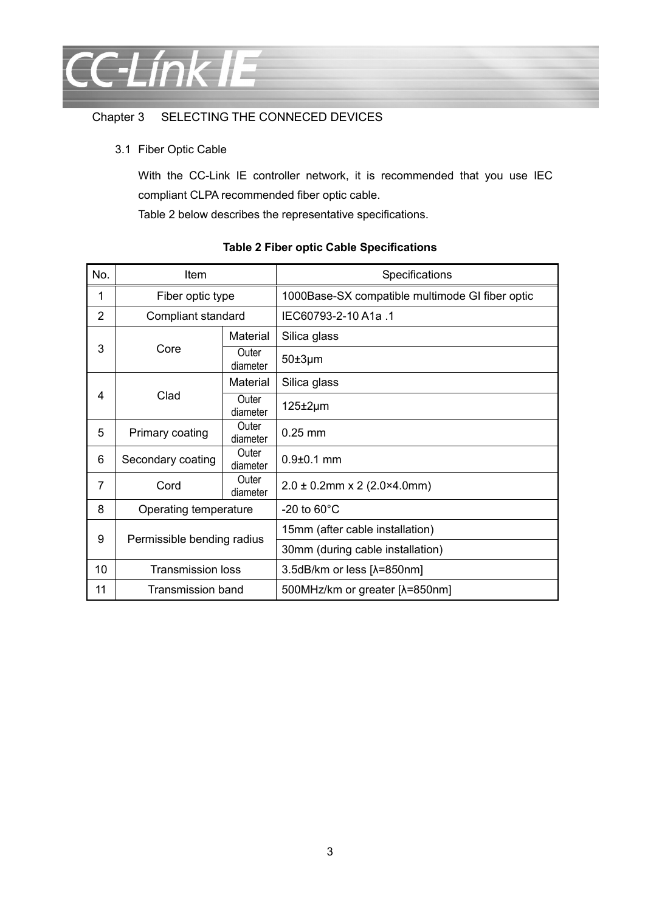# Chapter 3 SELECTING THE CONNECED DEVICES

## 3.1 Fiber Optic Cable

With the CC-Link IE controller network, it is recommended that you use IEC compliant CLPA recommended fiber optic cable.

Table 2 below describes the representative specifications.

**Table 2 Fiber optic Cable Specifications**

| No. | Item | | Specifications |
|---|---|---|---|
| 1 | Fiber optic type | | 1000Base-SX compatible multimode GI fiber optic |
| 2 | Compliant standard | | IEC60793-2-10 A1a .1 |
| 3 | Core | Material | Silica glass |
| | | Outer diameter | 50±3μm |
| 4 | Clad | Material | Silica glass |
| | | Outer diameter | 125±2μm |
| 5 | Primary coating | Outer diameter | 0.25 mm |
| 6 | Secondary coating | Outer diameter | 0.9±0.1 mm |
| 7 | Cord | Outer diameter | 2.0 ± 0.2mm x 2 (2.0×4.0mm) |
| 8 | Operating temperature | | -20 to 60°C |
| 9 | Permissible bending radius | | 15mm (after cable installation) |
| | | | 30mm (during cable installation) |
| 10 | Transmission loss | | 3.5dB/km or less [λ=850nm] |
| 11 | Transmission band | | 500MHz/km or greater [λ=850nm] |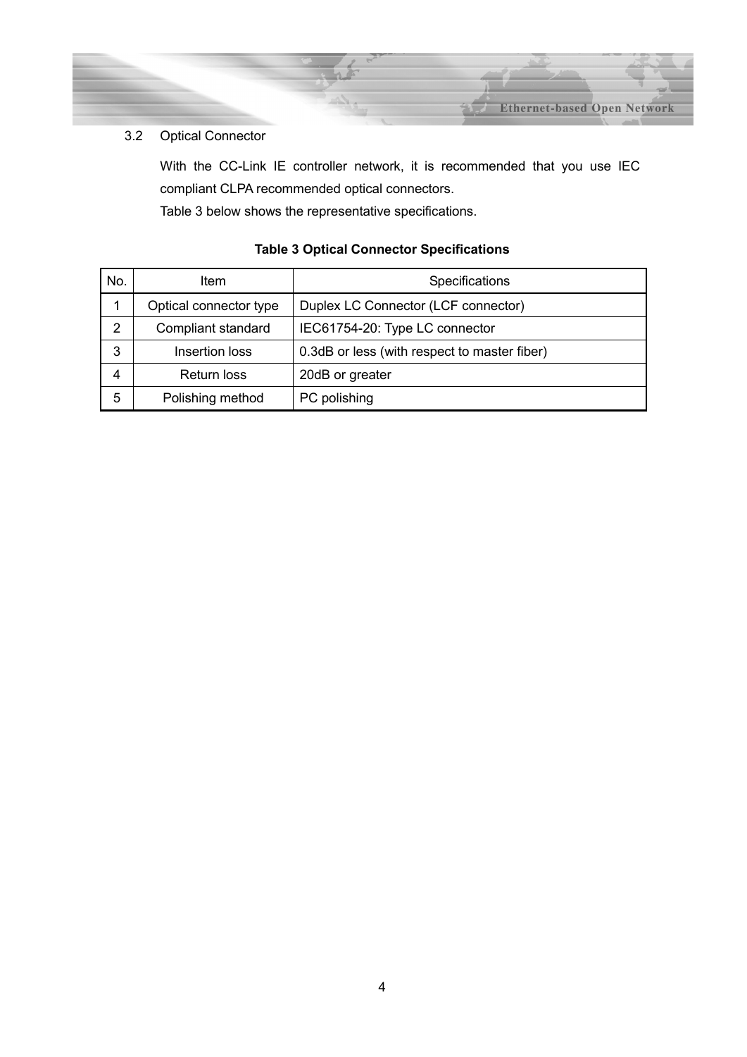### 3.2 Optical Connector

With the CC-Link IE controller network, it is recommended that you use IEC compliant CLPA recommended optical connectors.
Table 3 below shows the representative specifications.

**Table 3 Optical Connector Specifications**

| No. | Item | Specifications |
| --- | --- | --- |
| 1 | Optical connector type | Duplex LC Connector (LCF connector) |
| 2 | Compliant standard | IEC61754-20: Type LC connector |
| 3 | Insertion loss | 0.3dB or less (with respect to master fiber) |
| 4 | Return loss | 20dB or greater |
| 5 | Polishing method | PC polishing |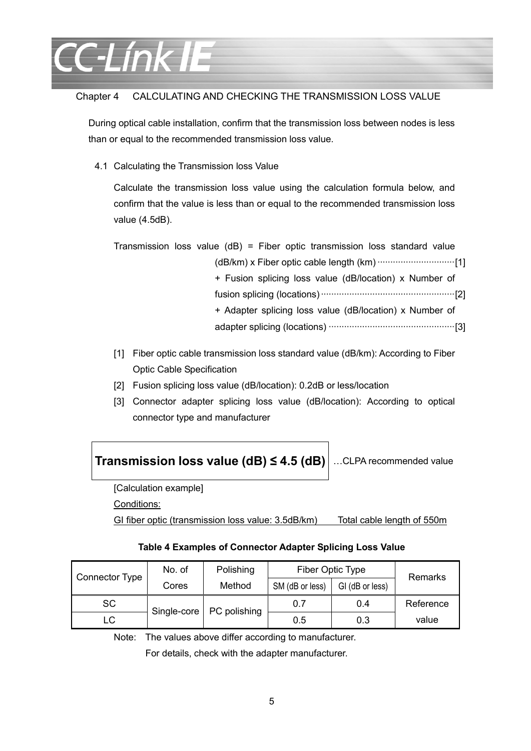# Chapter 4 CALCULATING AND CHECKING THE TRANSMISSION LOSS VALUE

During optical cable installation, confirm that the transmission loss between nodes is less than or equal to the recommended transmission loss value.

## 4.1 Calculating the Transmission loss Value

Calculate the transmission loss value using the calculation formula below, and confirm that the value is less than or equal to the recommended transmission loss value (4.5dB).

Transmission loss value (dB) = Fiber optic transmission loss standard value (dB/km) x Fiber optic cable length (km) ·····························[1]
+ Fusion splicing loss value (dB/location) x Number of fusion splicing (locations) ···················································[2]
+ Adapter splicing loss value (dB/location) x Number of adapter splicing (locations) ················································[3]

[1] Fiber optic cable transmission loss standard value (dB/km): According to Fiber Optic Cable Specification

[2] Fusion splicing loss value (dB/location): 0.2dB or less/location

[3] Connector adapter splicing loss value (dB/location): According to optical connector type and manufacturer

**Transmission loss value (dB) ≤ 4.5 (dB)** …CLPA recommended value

[Calculation example]

Conditions:

GI fiber optic (transmission loss value: 3.5dB/km) Total cable length of 550m

**Table 4 Examples of Connector Adapter Splicing Loss Value**

| Connector Type | No. of Cores | Polishing Method | Fiber Optic Type | | Remarks |
|---|---|---|---|---|---|
| | | | SM (dB or less) | GI (dB or less) | |
| SC | Single-core | PC polishing | 0.7 | 0.4 | Reference value |
| LC | | | 0.5 | 0.3 | |

Note: The values above differ according to manufacturer.
For details, check with the adapter manufacturer.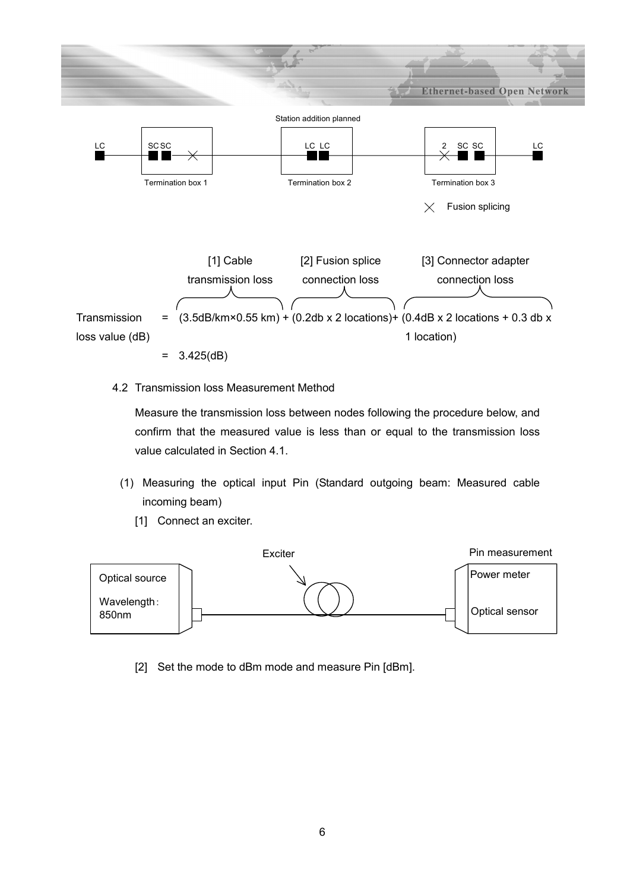Station addition planned

LC — Termination box 1 (SC SC, ×) — Termination box 2 (LC LC) — Termination box 3 (2 ×, SC SC) — LC

× Fusion splicing

[1] Cable transmission loss, [2] Fusion splice connection loss, [3] Connector adapter connection loss

Transmission loss value (dB) = (3.5dB/km×0.55 km) + (0.2db x 2 locations)+ (0.4dB x 2 locations + 0.3 db x 1 location)

= 3.425(dB)

4.2 Transmission loss Measurement Method

Measure the transmission loss between nodes following the procedure below, and confirm that the measured value is less than or equal to the transmission loss value calculated in Section 4.1.

(1) Measuring the optical input Pin (Standard outgoing beam: Measured cable incoming beam)

[1] Connect an exciter.

Optical source — Wavelength: 850nm — Exciter — Pin measurement: Power meter, Optical sensor

[2] Set the mode to dBm mode and measure Pin [dBm].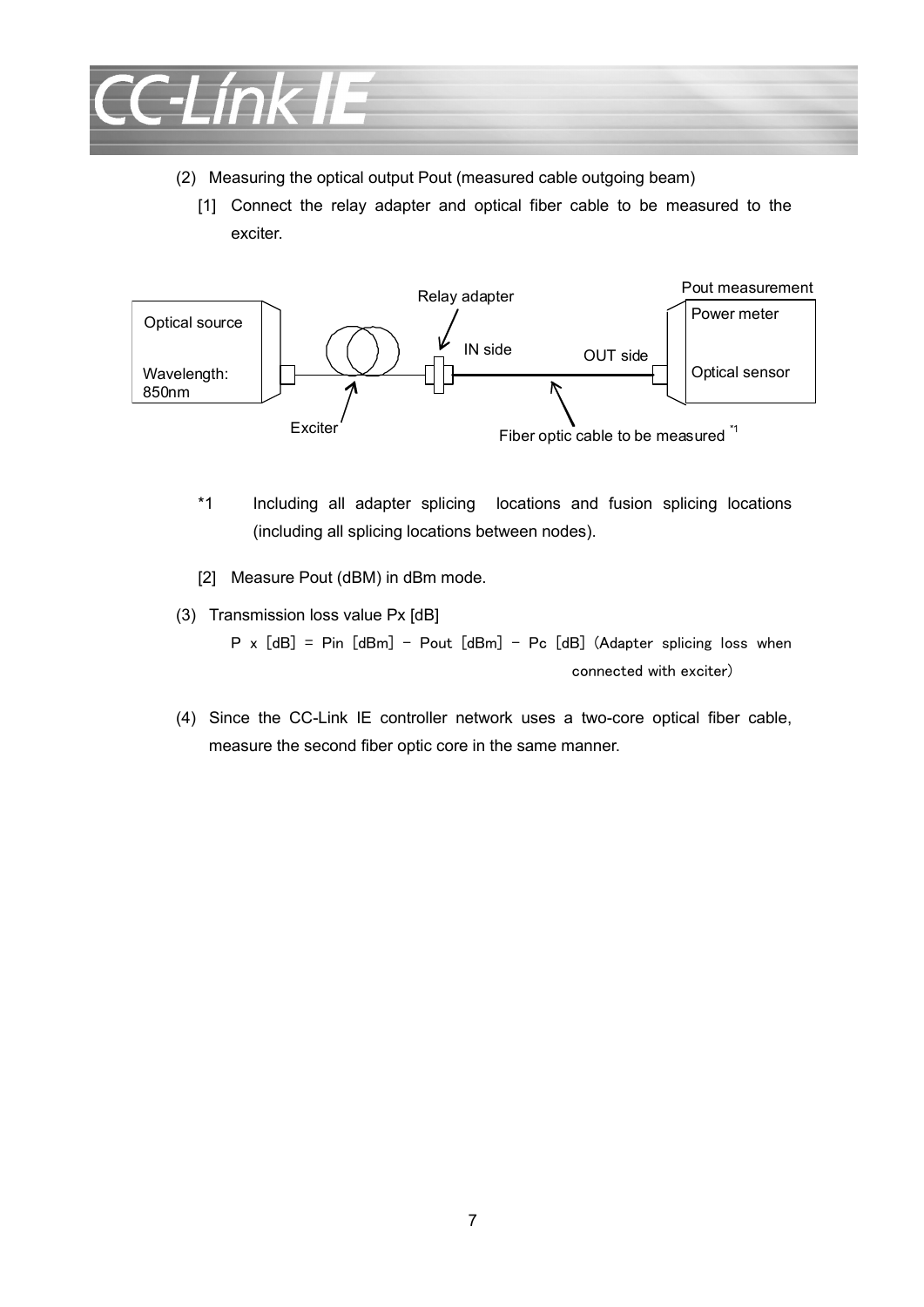(2) Measuring the optical output Pout (measured cable outgoing beam)

[1] Connect the relay adapter and optical fiber cable to be measured to the exciter.

Optical source
Wavelength: 850nm
Exciter
Relay adapter
IN side
OUT side
Fiber optic cable to be measured *1
Pout measurement
Power meter
Optical sensor

*1 Including all adapter splicing locations and fusion splicing locations (including all splicing locations between nodes).

[2] Measure Pout (dBM) in dBm mode.

(3) Transmission loss value Px [dB]

P x [dB] = Pin [dBm] − Pout [dBm] − Pc [dB] (Adapter splicing loss when connected with exciter)

(4) Since the CC-Link IE controller network uses a two-core optical fiber cable, measure the second fiber optic core in the same manner.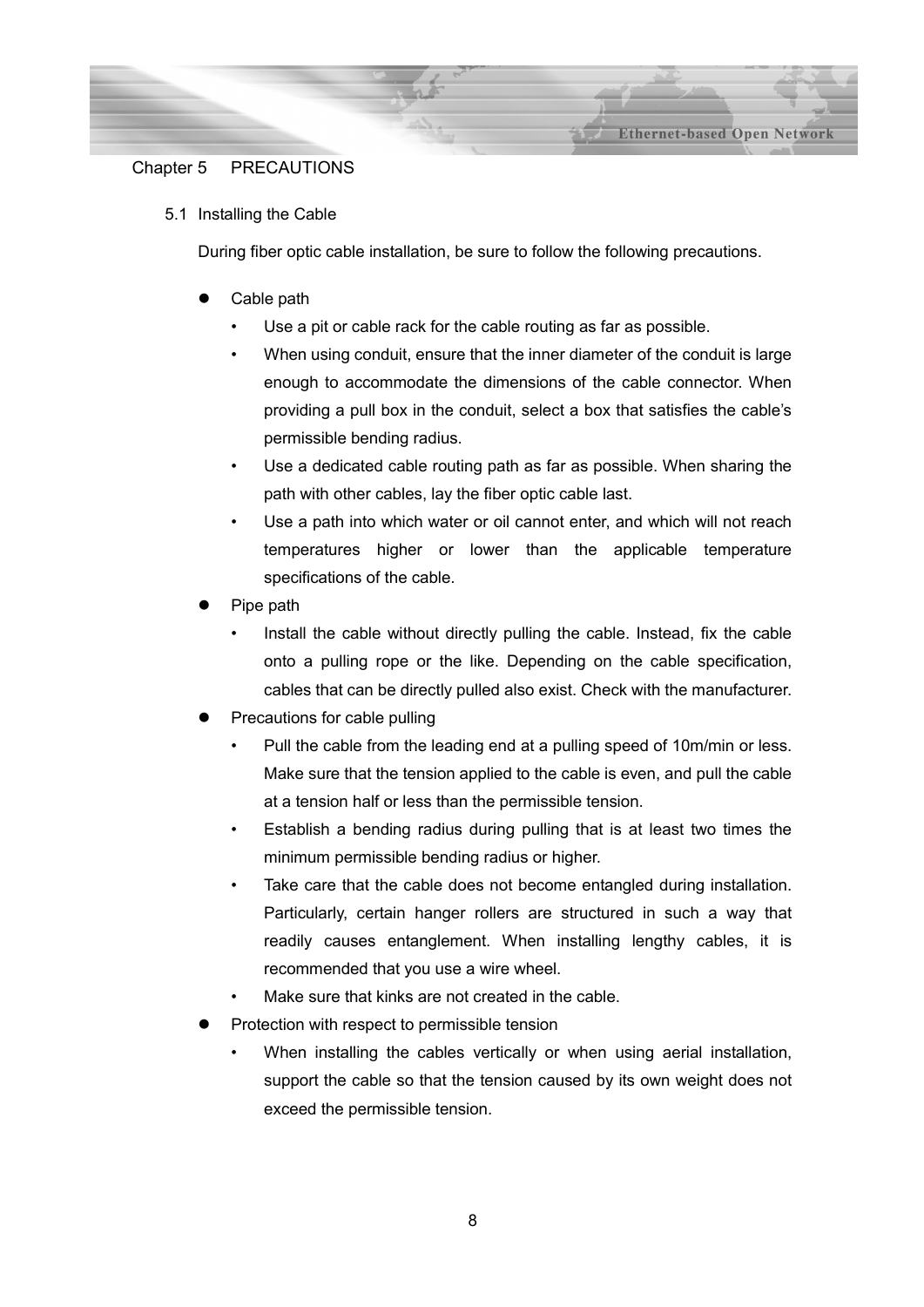# Chapter 5 PRECAUTIONS

## 5.1 Installing the Cable

During fiber optic cable installation, be sure to follow the following precautions.

- Cable path
  - Use a pit or cable rack for the cable routing as far as possible.
  - When using conduit, ensure that the inner diameter of the conduit is large enough to accommodate the dimensions of the cable connector. When providing a pull box in the conduit, select a box that satisfies the cable's permissible bending radius.
  - Use a dedicated cable routing path as far as possible. When sharing the path with other cables, lay the fiber optic cable last.
  - Use a path into which water or oil cannot enter, and which will not reach temperatures higher or lower than the applicable temperature specifications of the cable.
- Pipe path
  - Install the cable without directly pulling the cable. Instead, fix the cable onto a pulling rope or the like. Depending on the cable specification, cables that can be directly pulled also exist. Check with the manufacturer.
- Precautions for cable pulling
  - Pull the cable from the leading end at a pulling speed of 10m/min or less. Make sure that the tension applied to the cable is even, and pull the cable at a tension half or less than the permissible tension.
  - Establish a bending radius during pulling that is at least two times the minimum permissible bending radius or higher.
  - Take care that the cable does not become entangled during installation. Particularly, certain hanger rollers are structured in such a way that readily causes entanglement. When installing lengthy cables, it is recommended that you use a wire wheel.
  - Make sure that kinks are not created in the cable.
- Protection with respect to permissible tension
  - When installing the cables vertically or when using aerial installation, support the cable so that the tension caused by its own weight does not exceed the permissible tension.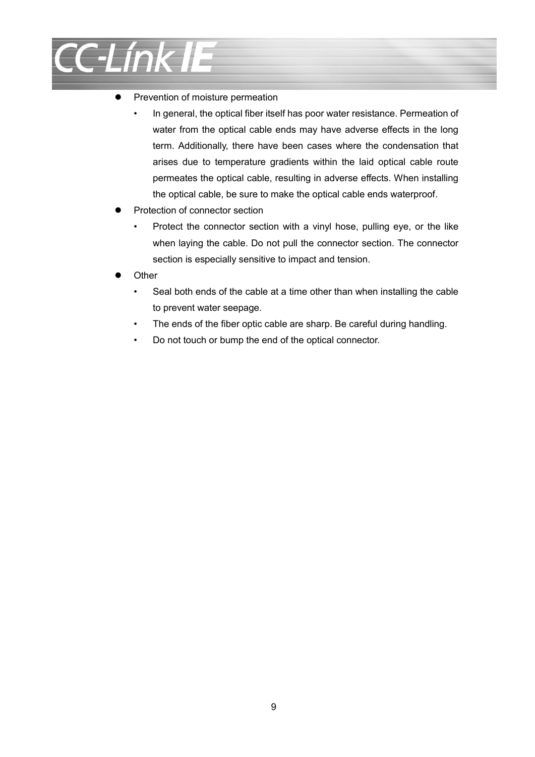- Prevention of moisture permeation
  - In general, the optical fiber itself has poor water resistance. Permeation of water from the optical cable ends may have adverse effects in the long term. Additionally, there have been cases where the condensation that arises due to temperature gradients within the laid optical cable route permeates the optical cable, resulting in adverse effects. When installing the optical cable, be sure to make the optical cable ends waterproof.
- Protection of connector section
  - Protect the connector section with a vinyl hose, pulling eye, or the like when laying the cable. Do not pull the connector section. The connector section is especially sensitive to impact and tension.
- Other
  - Seal both ends of the cable at a time other than when installing the cable to prevent water seepage.
  - The ends of the fiber optic cable are sharp. Be careful during handling.
  - Do not touch or bump the end of the optical connector.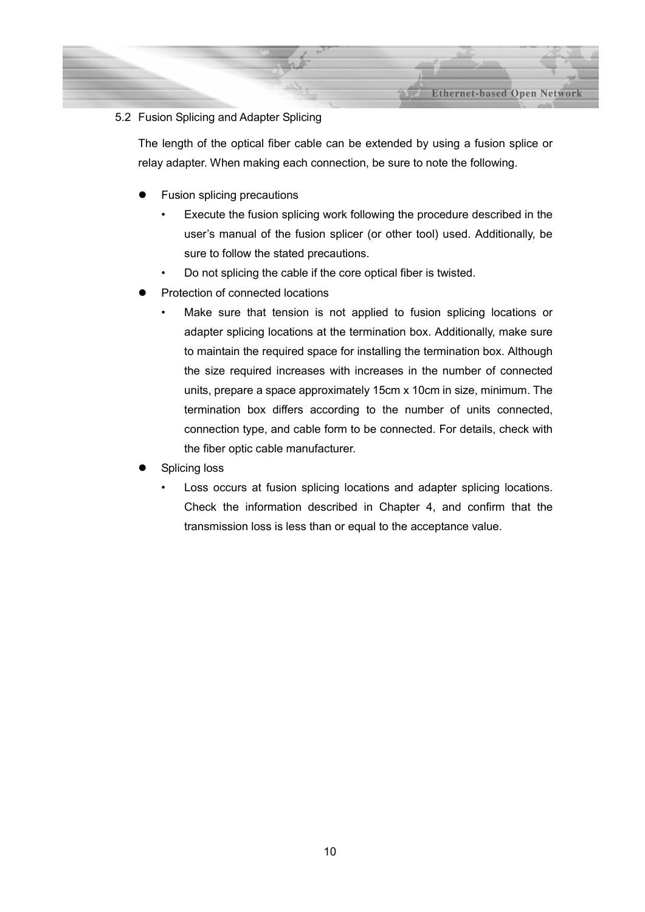## 5.2 Fusion Splicing and Adapter Splicing

The length of the optical fiber cable can be extended by using a fusion splice or relay adapter. When making each connection, be sure to note the following.

- Fusion splicing precautions
  - Execute the fusion splicing work following the procedure described in the user's manual of the fusion splicer (or other tool) used. Additionally, be sure to follow the stated precautions.
  - Do not splicing the cable if the core optical fiber is twisted.
- Protection of connected locations
  - Make sure that tension is not applied to fusion splicing locations or adapter splicing locations at the termination box. Additionally, make sure to maintain the required space for installing the termination box. Although the size required increases with increases in the number of connected units, prepare a space approximately 15cm x 10cm in size, minimum. The termination box differs according to the number of units connected, connection type, and cable form to be connected. For details, check with the fiber optic cable manufacturer.
- Splicing loss
  - Loss occurs at fusion splicing locations and adapter splicing locations. Check the information described in Chapter 4, and confirm that the transmission loss is less than or equal to the acceptance value.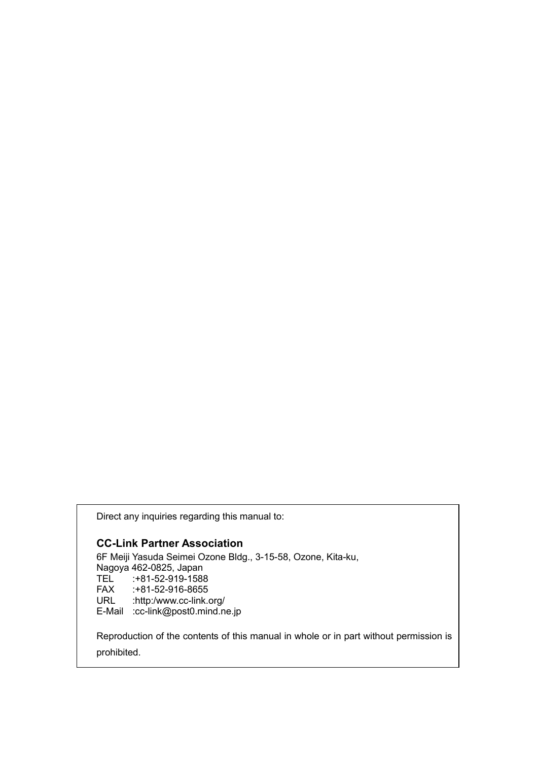Direct any inquiries regarding this manual to:

**CC-Link Partner Association**

6F Meiji Yasuda Seimei Ozone Bldg., 3-15-58, Ozone, Kita-ku,
Nagoya 462-0825, Japan
TEL :+81-52-919-1588
FAX :+81-52-916-8655
URL :http:/www.cc-link.org/
E-Mail :cc-link@post0.mind.ne.jp

Reproduction of the contents of this manual in whole or in part without permission is prohibited.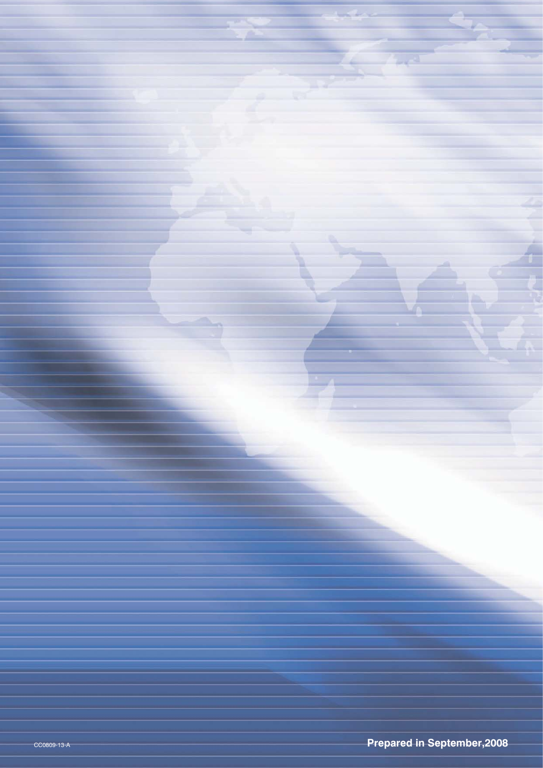CC0809-13-A

**Prepared in September,2008**